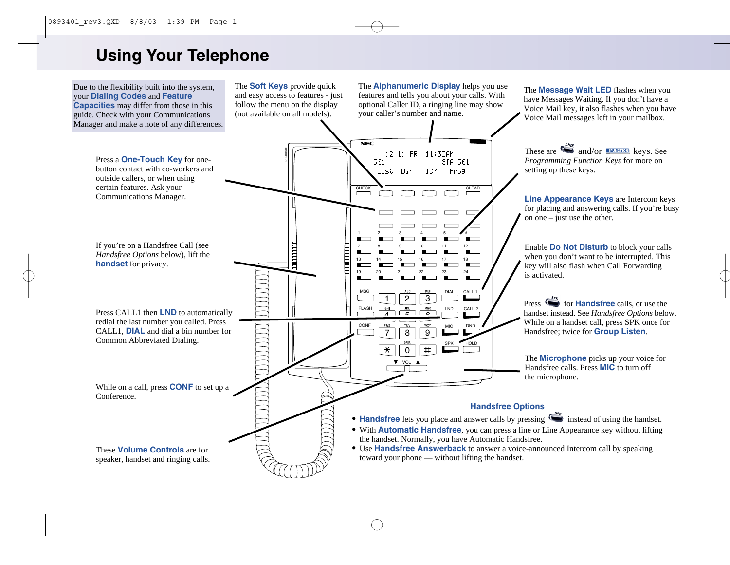# Using Your Telephone

Due to the flexibility built into the system, your **Dialing Codes** and **Feature Capacities** may differ from those in this guide. Check with your Communications Manager and make a note of any differences.

The **Soft Keys** provide quick and easy access to features - just follow the menu on the display (not available on all models).

The **Alphanumeric Display** helps you use features and tells you about your calls. With optional Caller ID, a ringing line may show your caller's number and name.

The **Message Wait LED** flashes when you have Messages Waiting. If you don't have a Voice Mail key, it also flashes when you have Voice Mail messages left in your mailbox.

Press a **One-Touch Key** for one-button contact with co-workers and outside callers, or when using certain features. Ask your Communications Manager.

These are LINE and/or FUNCTION keys. See *Programming Function Keys* for more on setting up these keys.

**Line Appearance Keys** are Intercom keys for placing and answering calls. If you're busy on one – just use the other.

If you're on a Handsfree Call (see *Handsfree Options* below), lift the **handset** for privacy.

Enable **Do Not Disturb** to block your calls when you don't want to be interrupted. This key will also flash when Call Forwarding is activated.

Press CALL1 then **LND** to automatically redial the last number you called. Press CALL1, **DIAL** and dial a bin number for Common Abbreviated Dialing.

Press SPK for **Handsfree** calls, or use the handset instead. See *Handsfree Options* below. While on a handset call, press SPK once for Handsfree; twice for **Group Listen**.

While on a call, press **CONF** to set up a Conference.

The **Microphone** picks up your voice for Handsfree calls. Press **MIC** to turn off the microphone.

These **Volume Controls** are for speaker, handset and ringing calls.

## Handsfree Options

- **Handsfree** lets you place and answer calls by pressing SPK instead of using the handset.
- With **Automatic Handsfree**, you can press a line or Line Appearance key without lifting the handset. Normally, you have Automatic Handsfree.
- Use **Handsfree Answerback** to answer a voice-announced Intercom call by speaking toward your phone — without lifting the handset.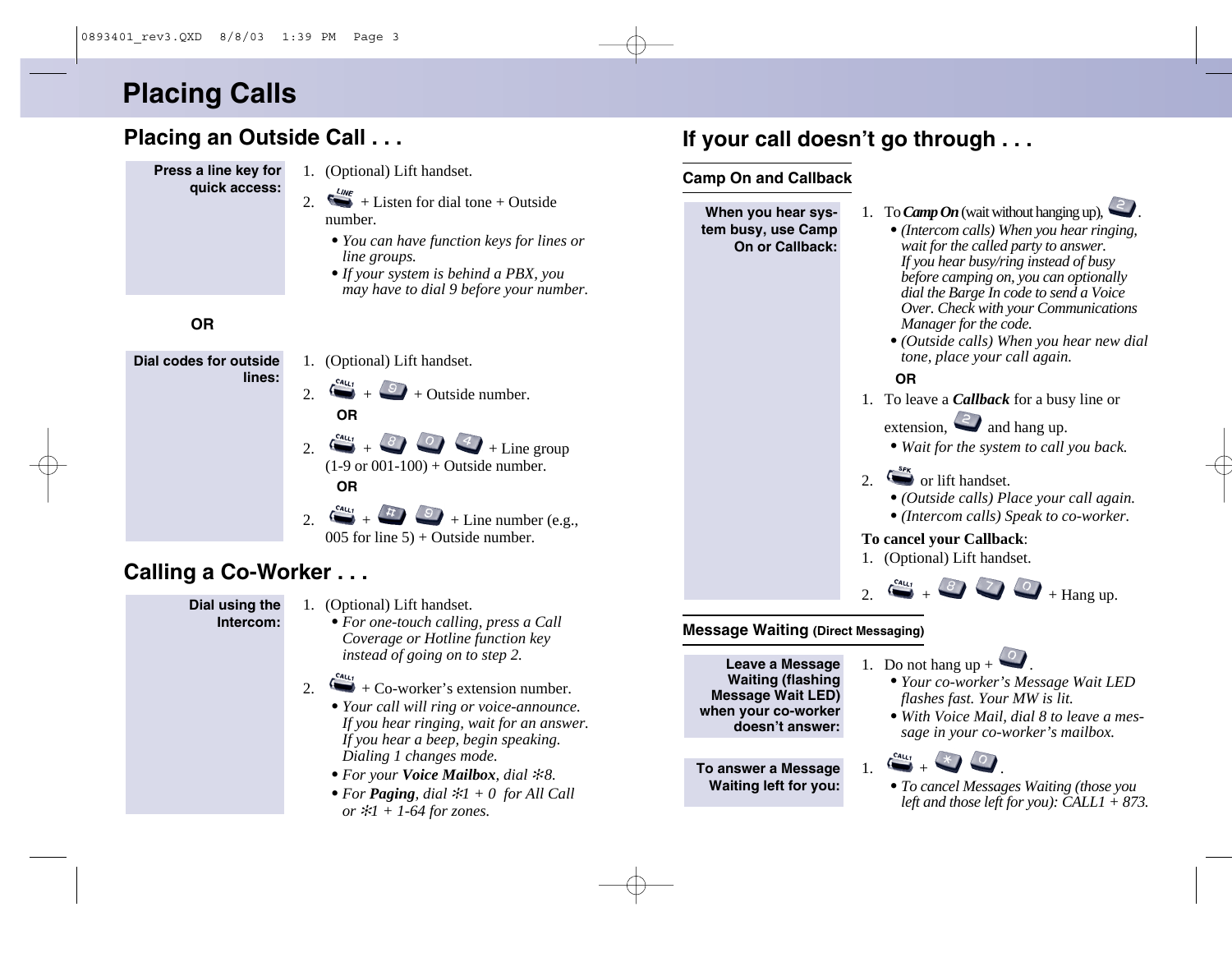# Placing Calls

## Placing an Outside Call . . .

**Press a line key for quick access:**

1. (Optional) Lift handset.
2. LINE + Listen for dial tone + Outside number.
   - *You can have function keys for lines or line groups.*
   - *If your system is behind a PBX, you may have to dial 9 before your number.*

**OR**

**Dial codes for outside lines:**

1. (Optional) Lift handset.
2. CALL1 + 9 + Outside number.

   **OR**

2. CALL1 + 8 0 4 + Line group (1-9 or 001-100) + Outside number.

   **OR**

2. CALL1 + # 9 + Line number (e.g., 005 for line 5) + Outside number.

## Calling a Co-Worker . . .

**Dial using the Intercom:**

1. (Optional) Lift handset.
   - *For one-touch calling, press a Call Coverage or Hotline function key instead of going on to step 2.*
2. CALL1 + Co-worker's extension number.
   - *Your call will ring or voice-announce. If you hear ringing, wait for an answer. If you hear a beep, begin speaking. Dialing 1 changes mode.*
   - *For your* ***Voice Mailbox****, dial ✻8.*
   - *For* ***Paging****, dial ✻1 + 0 for All Call or ✻1 + 1-64 for zones.*

## If your call doesn't go through . . .

### Camp On and Callback

**When you hear system busy, use Camp On or Callback:**

1. To ***Camp On*** (wait without hanging up), 2.
   - *(Intercom calls) When you hear ringing, wait for the called party to answer. If you hear busy/ring instead of busy before camping on, you can optionally dial the Barge In code to send a Voice Over. Check with your Communications Manager for the code.*
   - *(Outside calls) When you hear new dial tone, place your call again.*

**OR**

1. To leave a ***Callback*** for a busy line or extension, 2 and hang up.
   - *Wait for the system to call you back.*
2. SPK or lift handset.
   - *(Outside calls) Place your call again.*
   - *(Intercom calls) Speak to co-worker.*

**To cancel your Callback**:

1. (Optional) Lift handset.
2. CALL1 + 8 7 0 + Hang up.

### Message Waiting (Direct Messaging)

**Leave a Message Waiting (flashing Message Wait LED) when your co-worker doesn't answer:**

1. Do not hang up + 0.
   - *Your co-worker's Message Wait LED flashes fast. Your MW is lit.*
   - *With Voice Mail, dial 8 to leave a message in your co-worker's mailbox.*

**To answer a Message Waiting left for you:**

1. CALL1 + ✻ 0.
   - *To cancel Messages Waiting (those you left and those left for you): CALL1 + 873.*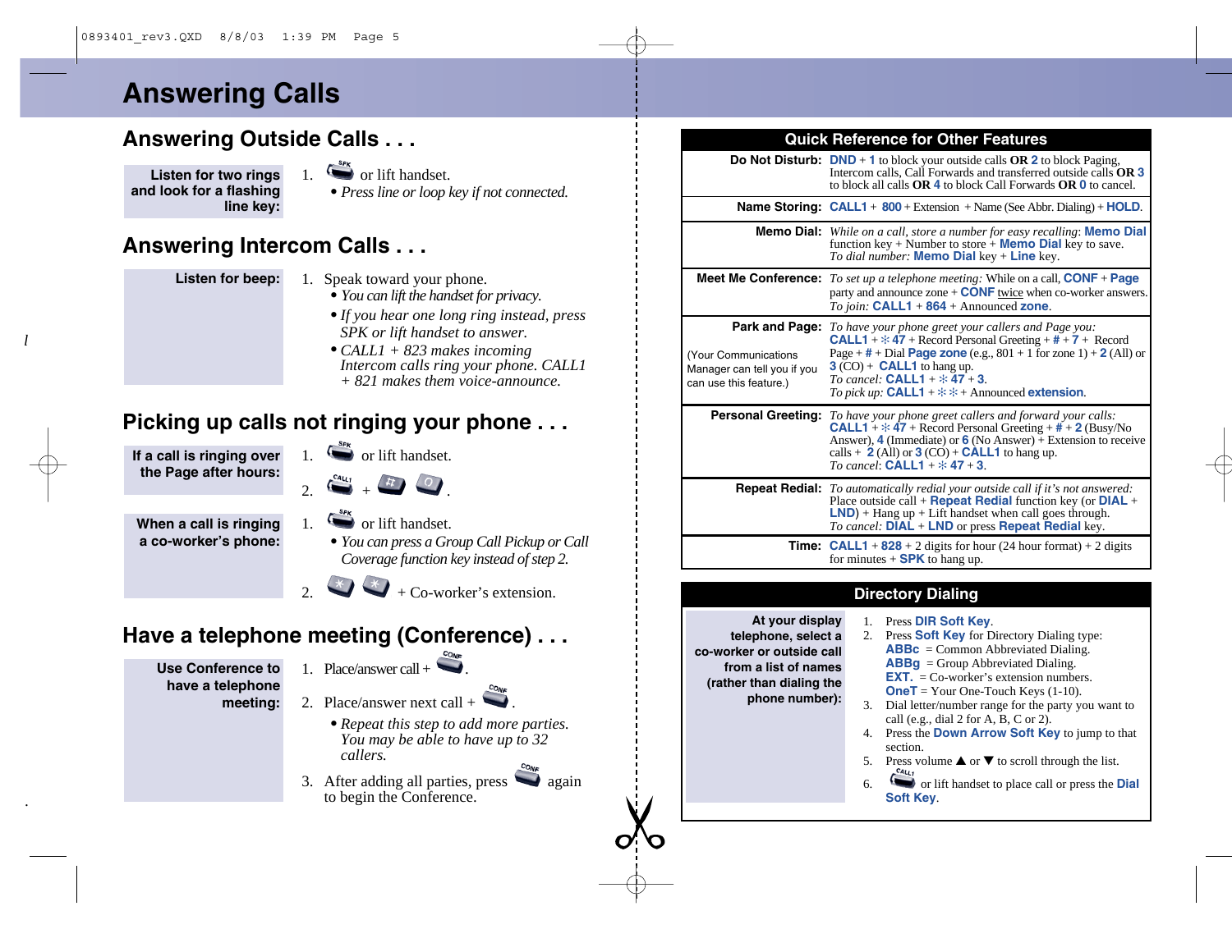# Answering Calls

## Answering Outside Calls . . .

**Listen for two rings and look for a flashing line key:**

1. SPK or lift handset.
   - *Press line or loop key if not connected.*

## Answering Intercom Calls . . .

**Listen for beep:**

1. Speak toward your phone.
   - *You can lift the handset for privacy.*
   - *If you hear one long ring instead, press SPK or lift handset to answer.*
   - *CALL1 + 823 makes incoming Intercom calls ring your phone. CALL1 + 821 makes them voice-announce.*

## Picking up calls not ringing your phone . . .

**If a call is ringing over the Page after hours:**

1. SPK or lift handset.
2. CALL1 + # 0.

**When a call is ringing a co-worker's phone:**

1. SPK or lift handset.
   - *You can press a Group Call Pickup or Call Coverage function key instead of step 2.*
2. ✻ ✻ + Co-worker's extension.

## Have a telephone meeting (Conference) . . .

**Use Conference to have a telephone meeting:**

1. Place/answer call + CONF.
2. Place/answer next call + CONF.
   - *Repeat this step to add more parties. You may be able to have up to 32 callers.*
3. After adding all parties, press CONF again to begin the Conference.

## Quick Reference for Other Features

| Feature | Instructions |
|---|---|
| **Do Not Disturb:** | **DND** + **1** to block your outside calls **OR** **2** to block Paging, Intercom calls, Call Forwards and transferred outside calls **OR** **3** to block all calls **OR** **4** to block Call Forwards **OR** **0** to cancel. |
| **Name Storing:** | **CALL1** + **800** + Extension + Name (See Abbr. Dialing) + **HOLD**. |
| **Memo Dial:** | *While on a call, store a number for easy recalling*: **Memo Dial** function key + Number to store + **Memo Dial** key to save. *To dial number:* **Memo Dial** key + **Line** key. |
| **Meet Me Conference:** | *To set up a telephone meeting:* While on a call, **CONF** + **Page** party and announce zone + **CONF** twice when co-worker answers. *To join:* **CALL1** + **864** + Announced **zone**. |
| **Park and Page:** (Your Communications Manager can tell you if you can use this feature.) | *To have your phone greet your callers and Page you:* **CALL1** + ✻ **47** + Record Personal Greeting + **#** + **7** + Record Page + **#** + Dial **Page zone** (e.g., 801 + 1 for zone 1) + **2** (All) or **3** (CO) + **CALL1** to hang up. *To cancel:* **CALL1** + ✻ **47** + **3**. *To pick up:* **CALL1** + ✻ ✻ + Announced **extension**. |
| **Personal Greeting:** | *To have your phone greet callers and forward your calls:* **CALL1** + ✻ **47** + Record Personal Greeting + **#** + **2** (Busy/No Answer), **4** (Immediate) or **6** (No Answer) + Extension to receive calls + **2** (All) or **3** (CO) + **CALL1** to hang up. *To cancel:* **CALL1** + ✻ **47** + **3**. |
| **Repeat Redial:** | *To automatically redial your outside call if it's not answered:* Place outside call + **Repeat Redial** function key (or **DIAL** + **LND**) + Hang up + Lift handset when call goes through. *To cancel:* **DIAL** + **LND** or press **Repeat Redial** key. |
| **Time:** | **CALL1** + **828** + 2 digits for hour (24 hour format) + 2 digits for minutes + **SPK** to hang up. |

## Directory Dialing

**At your display telephone, select a co-worker or outside call from a list of names (rather than dialing the phone number):**

1. Press **DIR Soft Key**.
2. Press **Soft Key** for Directory Dialing type:
   - **ABBc** = Common Abbreviated Dialing.
   - **ABBg** = Group Abbreviated Dialing.
   - **EXT.** = Co-worker's extension numbers.
   - **OneT** = Your One-Touch Keys (1-10).
3. Dial letter/number range for the party you want to call (e.g., dial 2 for A, B, C or 2).
4. Press the **Down Arrow Soft Key** to jump to that section.
5. Press volume ▲ or ▼ to scroll through the list.
6. CALL1 or lift handset to place call or press the **Dial Soft Key**.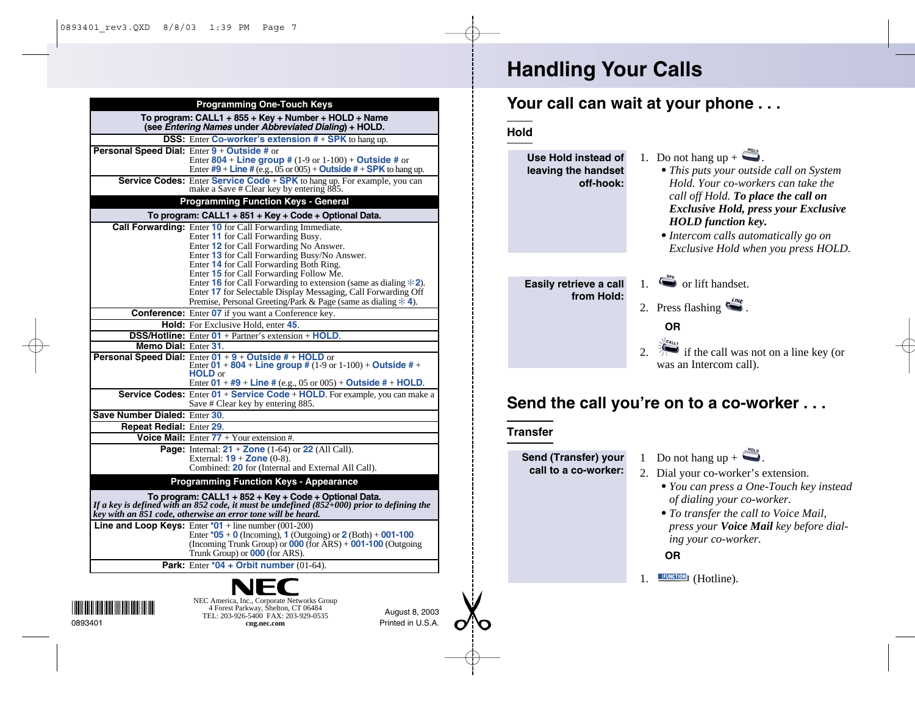## Programming One-Touch Keys

**To program: CALL1 + 855 + Key + Number + HOLD + Name (see *Entering Names* under *Abbreviated Dialing*) + HOLD.**

| | |
|---|---|
| **DSS:** | Enter **Co-worker's extension #** + **SPK** to hang up. |
| **Personal Speed Dial:** | Enter **9** + **Outside #** or<br>Enter **804** + **Line group #** (1-9 or 1-100) + **Outside #** or<br>Enter **#9** + **Line #** (e.g., 05 or 005) + **Outside #** + **SPK** to hang up. |
| **Service Codes:** | Enter **Service Code** + **SPK** to hang up. For example, you can make a Save # Clear key by entering 885. |

## Programming Function Keys - General

**To program: CALL1 + 851 + Key + Code + Optional Data.**

| | |
|---|---|
| **Call Forwarding:** | Enter **10** for Call Forwarding Immediate.<br>Enter **11** for Call Forwarding Busy.<br>Enter **12** for Call Forwarding No Answer.<br>Enter **13** for Call Forwarding Busy/No Answer.<br>Enter **14** for Call Forwarding Both Ring.<br>Enter **15** for Call Forwarding Follow Me.<br>Enter **16** for Call Forwarding to extension (same as dialing ✻**2**).<br>Enter **17** for Selectable Display Messaging, Call Forwarding Off Premise, Personal Greeting/Park & Page (same as dialing ✻ **4**). |
| **Conference:** | Enter **07** if you want a Conference key. |
| **Hold:** | For Exclusive Hold, enter **45**. |
| **DSS/Hotline:** | Enter **01** + Partner's extension + **HOLD**. |
| **Memo Dial:** | Enter **31**. |
| **Personal Speed Dial:** | Enter **01** + **9** + **Outside #** + **HOLD** or<br>Enter **01** + **804** + **Line group #** (1-9 or 1-100) + **Outside #** + **HOLD** or<br>Enter **01** + **#9** + **Line #** (e.g., 05 or 005) + **Outside #** + **HOLD**. |
| **Service Codes:** | Enter **01** + **Service Code** + **HOLD**. For example, you can make a Save # Clear key by entering 885. |
| **Save Number Dialed:** | Enter **30**. |
| **Repeat Redial:** | Enter **29**. |
| **Voice Mail:** | Enter **77** + Your extension #. |
| **Page:** | Internal: **21** + **Zone** (1-64) or **22** (All Call).<br>External: **19** + **Zone** (0-8).<br>Combined: **20** for (Internal and External All Call). |

## Programming Function Keys - Appearance

**To program: CALL1 + 852 + Key + Code + Optional Data.**
***If a key is defined with an 852 code, it must be undefined (852+000) prior to defining the key with an 851 code, otherwise an error tone will be heard.***

| | |
|---|---|
| **Line and Loop Keys:** | Enter **\*01** + line number (001-200)<br>Enter **\*05** + **0** (Incoming), **1** (Outgoing) or **2** (Both) + **001-100** (Incoming Trunk Group) or **000** (for ARS) + **001-100** (Outgoing Trunk Group) or **000** (for ARS). |
| **Park:** | Enter **\*04** + **Orbit number** (01-64). |

**NEC**

NEC America, Inc., Corporate Networks Group
4 Forest Parkway, Shelton, CT 06484
TEL: 203-926-5400 FAX: 203-929-0535
**cng.nec.com**

0893401

August 8, 2003
Printed in U.S.A.

# Handling Your Calls

## Your call can wait at your phone . . .

### Hold

**Use Hold instead of leaving the handset off-hook:**

1. Do not hang up + HOLD.
   - *This puts your outside call on System Hold. Your co-workers can take the call off Hold.* ***To place the call on Exclusive Hold, press your Exclusive HOLD function key.***
   - *Intercom calls automatically go on Exclusive Hold when you press HOLD.*

**Easily retrieve a call from Hold:**

1. SPK or lift handset.
2. Press flashing LINE.

**OR**

2. CALL1 if the call was not on a line key (or was an Intercom call).

## Send the call you're on to a co-worker . . .

### Transfer

**Send (Transfer) your call to a co-worker:**

1. Do not hang up + HOLD.
2. Dial your co-worker's extension.
   - *You can press a One-Touch key instead of dialing your co-worker.*
   - *To transfer the call to Voice Mail, press your* ***Voice Mail*** *key before dialing your co-worker.*

**OR**

1. FUNCTION (Hotline).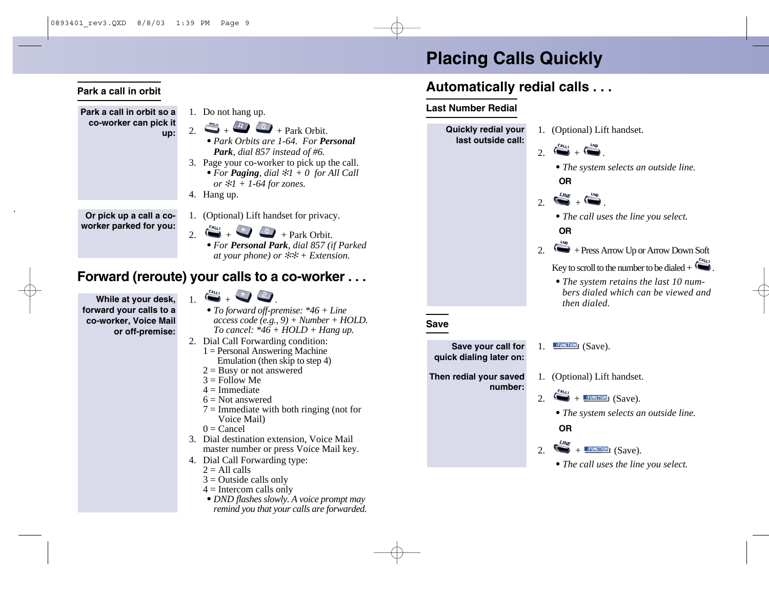# Placing Calls Quickly

## Park a call in orbit

**Park a call in orbit so a co-worker can pick it up:**

1. Do not hang up.
2. HOLD + # 6 + Park Orbit.
   - *Park Orbits are 1-64. For **Personal Park**, dial 857 instead of #6.*
3. Page your co-worker to pick up the call.
   - *For **Paging**, dial ✻1 + 0 for All Call or ✻1 + 1-64 for zones.*
4. Hang up.

**Or pick up a call a co-worker parked for you:**

1. (Optional) Lift handset for privacy.
2. CALL1 + ✻ 6 + Park Orbit.
   - *For **Personal Park**, dial 857 (if Parked at your phone) or ✻✻ + Extension.*

## Forward (reroute) your calls to a co-worker . . .

**While at your desk, forward your calls to a co-worker, Voice Mail or off-premise:**

1. CALL1 + ✻ 2.
   - *To forward off-premise: *46 + Line access code (e.g., 9) + Number + HOLD. To cancel: *46 + HOLD + Hang up.*
2. Dial Call Forwarding condition:
   1 = Personal Answering Machine Emulation (then skip to step 4)
   2 = Busy or not answered
   3 = Follow Me
   4 = Immediate
   6 = Not answered
   7 = Immediate with both ringing (not for Voice Mail)
   0 = Cancel
3. Dial destination extension, Voice Mail master number or press Voice Mail key.
4. Dial Call Forwarding type:
   2 = All calls
   3 = Outside calls only
   4 = Intercom calls only
   - *DND flashes slowly. A voice prompt may remind you that your calls are forwarded.*

## Automatically redial calls . . .

### Last Number Redial

**Quickly redial your last outside call:**

1. (Optional) Lift handset.
2. CALL1 + LND.
   - *The system selects an outside line.*

   **OR**

2. LINE + LND.
   - *The call uses the line you select.*

   **OR**

2. LND + Press Arrow Up or Arrow Down Soft Key to scroll to the number to be dialed + CALL1.
   - *The system retains the last 10 numbers dialed which can be viewed and then dialed.*

### Save

**Save your call for quick dialing later on:**

1. FUNCTION (Save).

**Then redial your saved number:**

1. (Optional) Lift handset.
2. CALL1 + FUNCTION (Save).
   - *The system selects an outside line.*

   **OR**

2. LINE + FUNCTION (Save).
   - *The call uses the line you select.*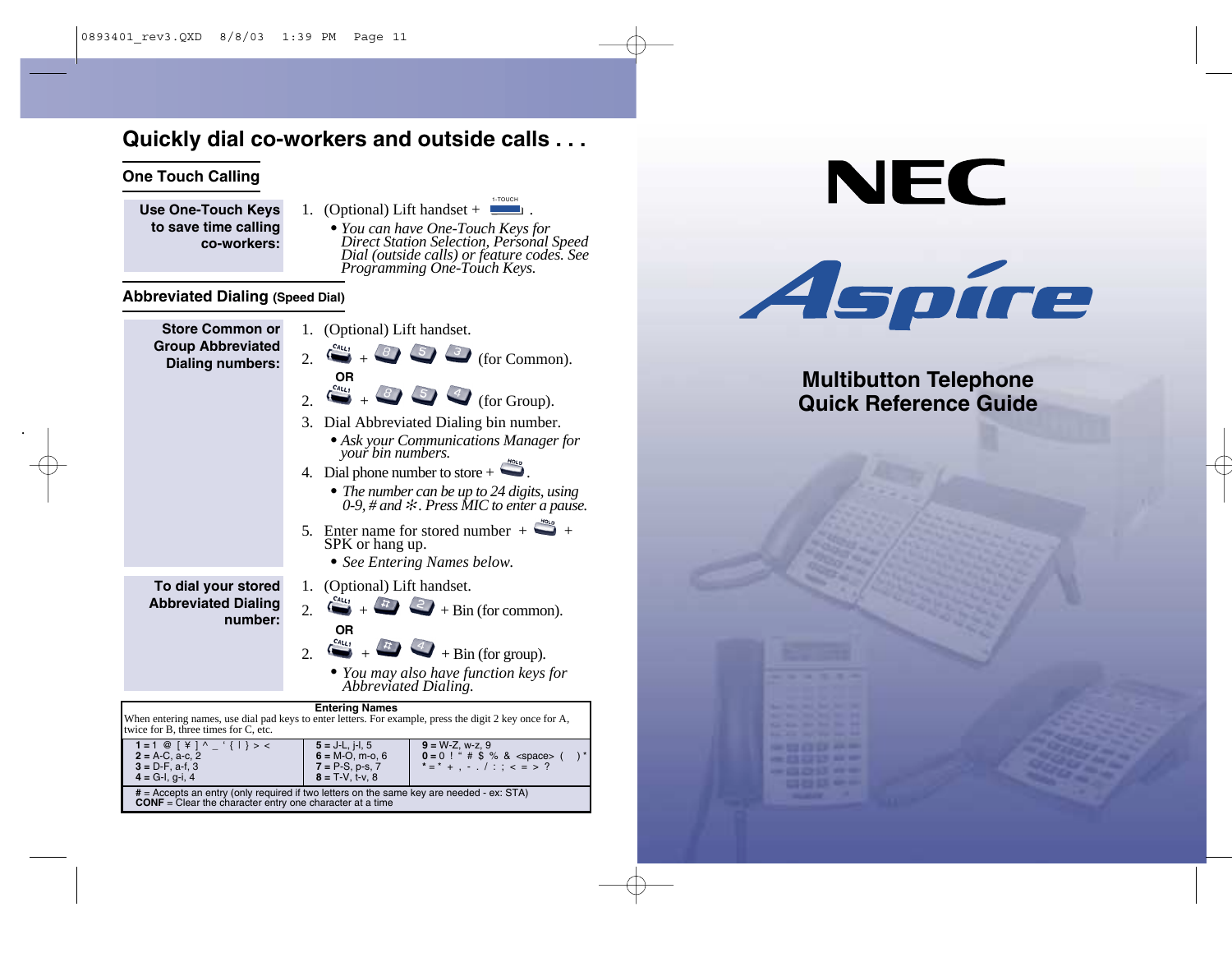# Quickly dial co-workers and outside calls . . .

## One Touch Calling

**Use One-Touch Keys to save time calling co-workers:**

1. (Optional) Lift handset + 1-TOUCH.
   - *You can have One-Touch Keys for Direct Station Selection, Personal Speed Dial (outside calls) or feature codes. See Programming One-Touch Keys.*

## Abbreviated Dialing (Speed Dial)

**Store Common or Group Abbreviated Dialing numbers:**

1. (Optional) Lift handset.
2. CALL1 + 8 5 3 (for Common).

   **OR**

2. CALL1 + 8 5 4 (for Group).
3. Dial Abbreviated Dialing bin number.
   - *Ask your Communications Manager for your bin numbers.*
4. Dial phone number to store + HOLD.
   - *The number can be up to 24 digits, using 0-9, # and ✻. Press MIC to enter a pause.*
5. Enter name for stored number + HOLD + SPK or hang up.
   - *See Entering Names below.*

**To dial your stored Abbreviated Dialing number:**

1. (Optional) Lift handset.
2. CALL1 + # 2 + Bin (for common).

   **OR**

2. CALL1 + # 4 + Bin (for group).
   - *You may also have function keys for Abbreviated Dialing.*

**Entering Names**

When entering names, use dial pad keys to enter letters. For example, press the digit 2 key once for A, twice for B, three times for C, etc.

| | | |
|---|---|---|
| **1** = 1 @ [ ¥ ] ^ _ ' { l } > < | **5** = J-L, j-l, 5 | **9** = W-Z, w-z, 9 |
| **2** = A-C, a-c, 2 | **6** = M-O, m-o, 6 | **0** = 0 ! " # $ % & <space> ( ) |
| **3** = D-F, a-f, 3 | **7** = P-S, p-s, 7 | * = * + , - . / : ; < = > ? |
| **4** = G-I, g-i, 4 | **8** = T-V, t-v, 8 | |

**#** = Accepts an entry (only required if two letters on the same key are needed - ex: STA)
**CONF** = Clear the character entry one character at a time

NEC

Aspire

**Multibutton Telephone Quick Reference Guide**